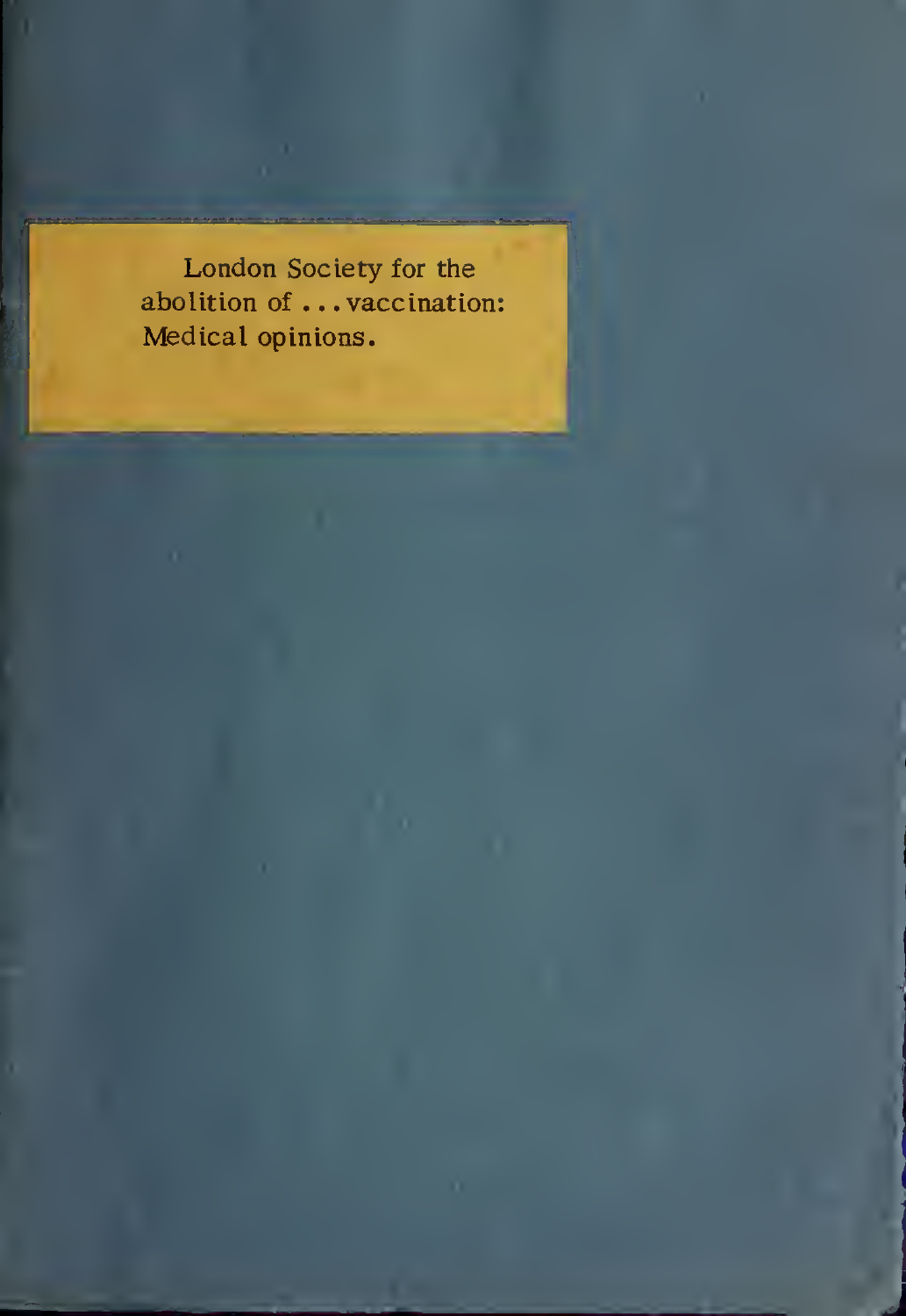London Society for the abolition of . . . vaccination: Medical opinions.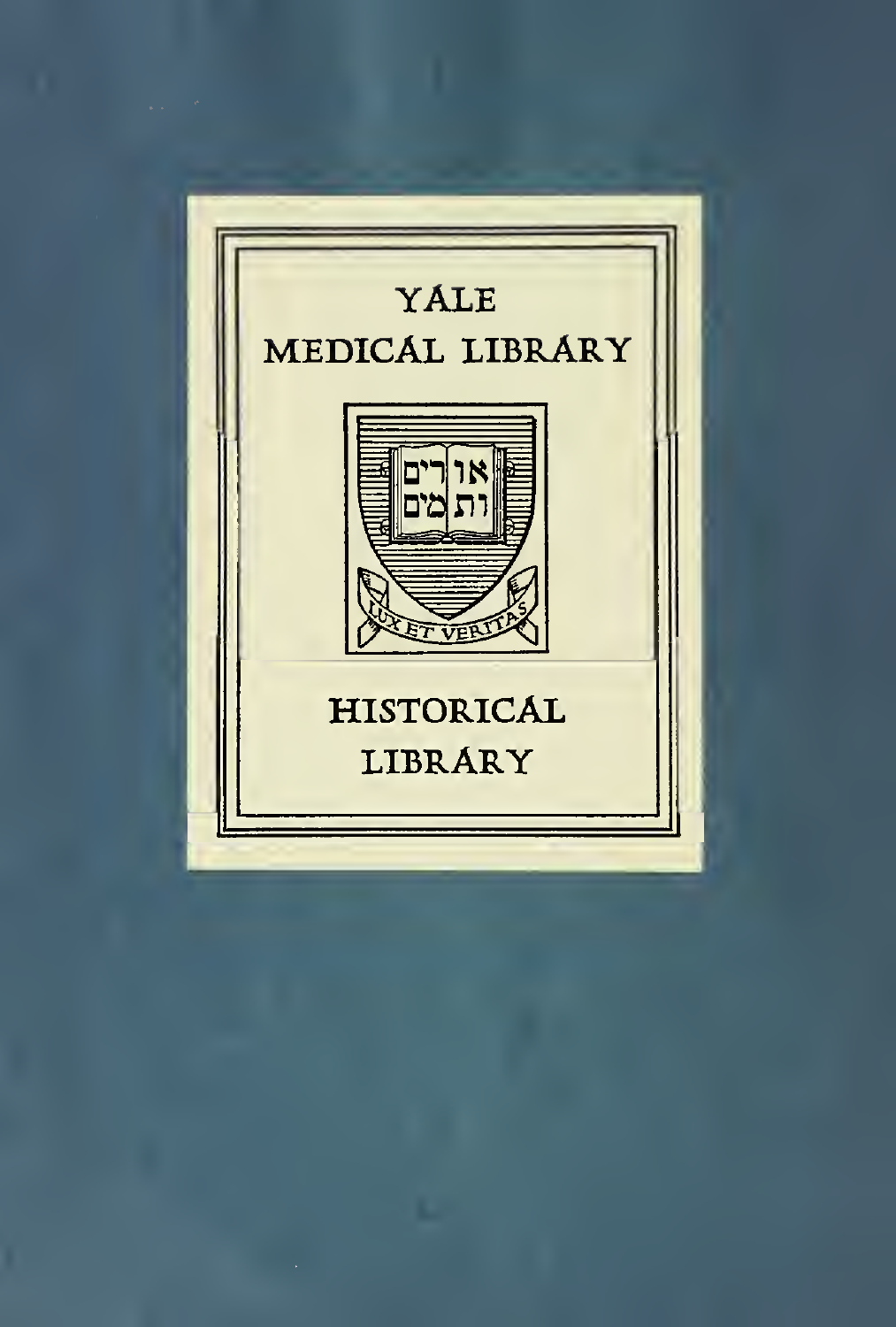YALE
MEDICAL LIBRARY

אורים
ותמים

LUX ET VERITAS

HISTORICAL
LIBRARY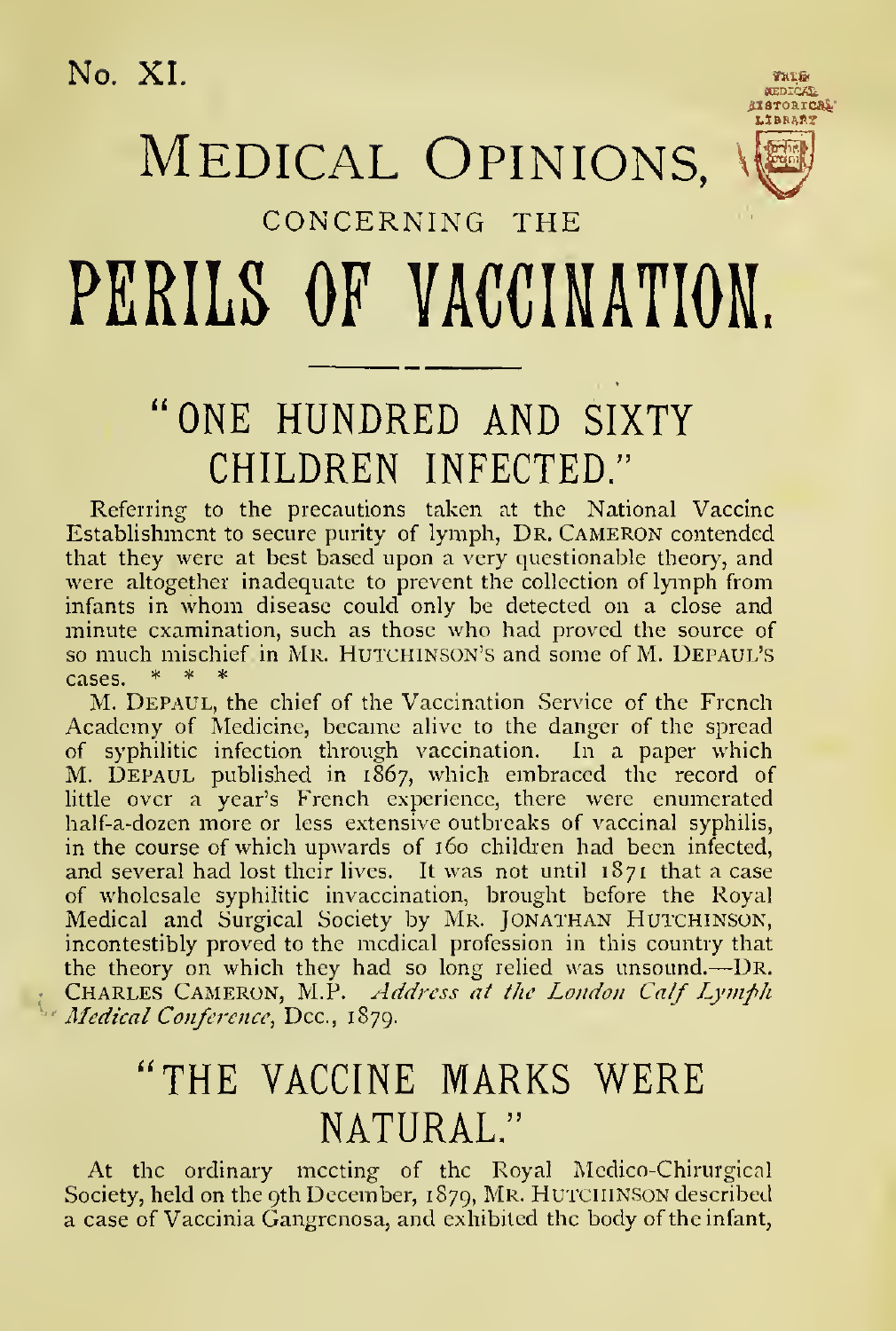No. XI.

# MEDICAL OPINIONS,

CONCERNING THE

# PERILS OF VACCINATION.

## "ONE HUNDRED AND SIXTY CHILDREN INFECTED."

Referring to the precautions taken at the National Vaccine Establishment to secure purity of lymph, DR. CAMERON contended that they were at best based upon a very questionable theory, and were altogether inadequate to prevent the collection of lymph from infants in whom disease could only be detected on a close and minute examination, such as those who had proved the source of so much mischief in MR. HUTCHINSON'S and some of M. DEPAUL'S cases. * * *

M. DEPAUL, the chief of the Vaccination Service of the French Academy of Medicine, became alive to the danger of the spread of syphilitic infection through vaccination. In a paper which M. DEPAUL published in 1867, which embraced the record of little over a year's French experience, there were enumerated half-a-dozen more or less extensive outbreaks of vaccinal syphilis, in the course of which upwards of 160 children had been infected, and several had lost their lives. It was not until 1871 that a case of wholesale syphilitic invaccination, brought before the Royal Medical and Surgical Society by MR. JONATHAN HUTCHINSON, incontestibly proved to the medical profession in this country that the theory on which they had so long relied was unsound.—DR. CHARLES CAMERON, M.P. *Address at the London Calf Lymph Medical Conference*, Dec., 1879.

## "THE VACCINE MARKS WERE NATURAL."

At the ordinary meeting of the Royal Medico-Chirurgical Society, held on the 9th December, 1879, MR. HUTCHINSON described a case of Vaccinia Gangrenosa, and exhibited the body of the infant,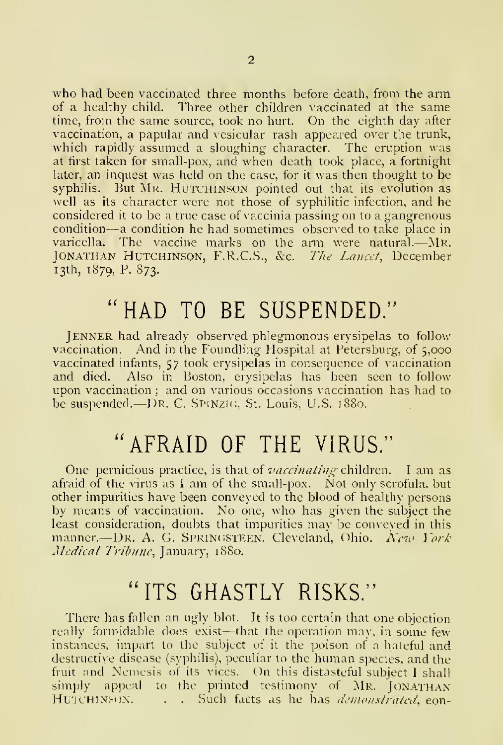who had been vaccinated three months before death, from the arm of a healthy child. Three other children vaccinated at the same time, from the same source, took no hurt. On the eighth day after vaccination, a papular and vesicular rash appeared over the trunk, which rapidly assumed a sloughing character. The eruption was at first taken for small-pox, and when death took place, a fortnight later, an inquest was held on the case, for it was then thought to be syphilis. But MR. HUTCHINSON pointed out that its evolution as well as its character were not those of syphilitic infection, and he considered it to be a true case of vaccinia passing on to a gangrenous condition—a condition he had sometimes observed to take place in varicella. The vaccine marks on the arm were natural.—MR. JONATHAN HUTCHINSON, F.R.C.S., &c. *The Lancet*, December 13th, 1879, P. 873.

## "HAD TO BE SUSPENDED."

JENNER had already observed phlegmonous erysipelas to follow vaccination. And in the Foundling Hospital at Petersburg, of 5,000 vaccinated infants, 57 took erysipelas in consequence of vaccination and died. Also in Boston, erysipelas has been seen to follow upon vaccination; and on various occasions vaccination has had to be suspended.—DR. C. SPINZIG, St. Louis, U.S. 1880.

## "AFRAID OF THE VIRUS."

One pernicious practice, is that of *vaccinating* children. I am as afraid of the virus as I am of the small-pox. Not only scrofula, but other impurities have been conveyed to the blood of healthy persons by means of vaccination. No one, who has given the subject the least consideration, doubts that impurities may be conveyed in this manner.—DR. A. G. SPRINGSTEEN, Cleveland, Ohio. *New York Medical Tribune*, January, 1880.

## "ITS GHASTLY RISKS."

There has fallen an ugly blot. It is too certain that one objection really formidable does exist—that the operation may, in some few instances, impart to the subject of it the poison of a hateful and destructive disease (syphilis), peculiar to the human species, and the fruit and Nemesis of its vices. On this distasteful subject I shall simply appeal to the printed testimony of MR. JONATHAN HUTCHINSON. . . . Such facts as he has *demonstrated*, con-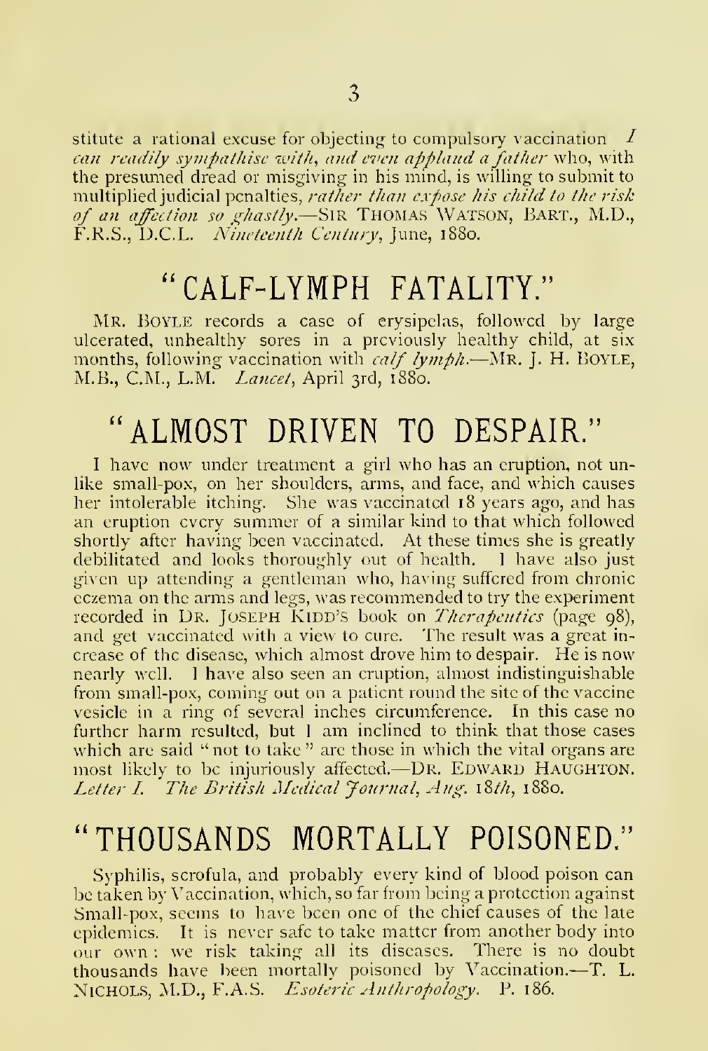stitute a rational excuse for objecting to compulsory vaccination *I can readily sympathise with, and even applaud a father* who, with the presumed dread or misgiving in his mind, is willing to submit to multiplied judicial penalties, *rather than expose his child to the risk of an affection so ghastly.*—Sir Thomas Watson, Bart., M.D., F.R.S., D.C.L. *Nineteenth Century*, June, 1880.

## "CALF-LYMPH FATALITY."

Mr. Boyle records a case of erysipelas, followed by large ulcerated, unhealthy sores in a previously healthy child, at six months, following vaccination with *calf lymph*.—Mr. J. H. Boyle, M.B., C.M., L.M. *Lancet*, April 3rd, 1880.

## "ALMOST DRIVEN TO DESPAIR."

I have now under treatment a girl who has an eruption, not unlike small-pox, on her shoulders, arms, and face, and which causes her intolerable itching. She was vaccinated 18 years ago, and has an eruption every summer of a similar kind to that which followed shortly after having been vaccinated. At these times she is greatly debilitated and looks thoroughly out of health. I have also just given up attending a gentleman who, having suffered from chronic eczema on the arms and legs, was recommended to try the experiment recorded in Dr. Joseph Kidd's book on *Therapeutics* (page 98), and get vaccinated with a view to cure. The result was a great increase of the disease, which almost drove him to despair. He is now nearly well. I have also seen an eruption, almost indistinguishable from small-pox, coming out on a patient round the site of the vaccine vesicle in a ring of several inches circumference. In this case no further harm resulted, but I am inclined to think that those cases which are said "not to take" are those in which the vital organs are most likely to be injuriously affected.—Dr. Edward Haughton. *Letter I. The British Medical Journal, Aug. 18th*, 1880.

## "THOUSANDS MORTALLY POISONED."

Syphilis, scrofula, and probably every kind of blood poison can be taken by Vaccination, which, so far from being a protection against Small-pox, seems to have been one of the chief causes of the late epidemics. It is never safe to take matter from another body into our own: we risk taking all its diseases. There is no doubt thousands have been mortally poisoned by Vaccination.—T. L. Nichols, M.D., F.A.S. *Esoteric Anthropology*. P. 186.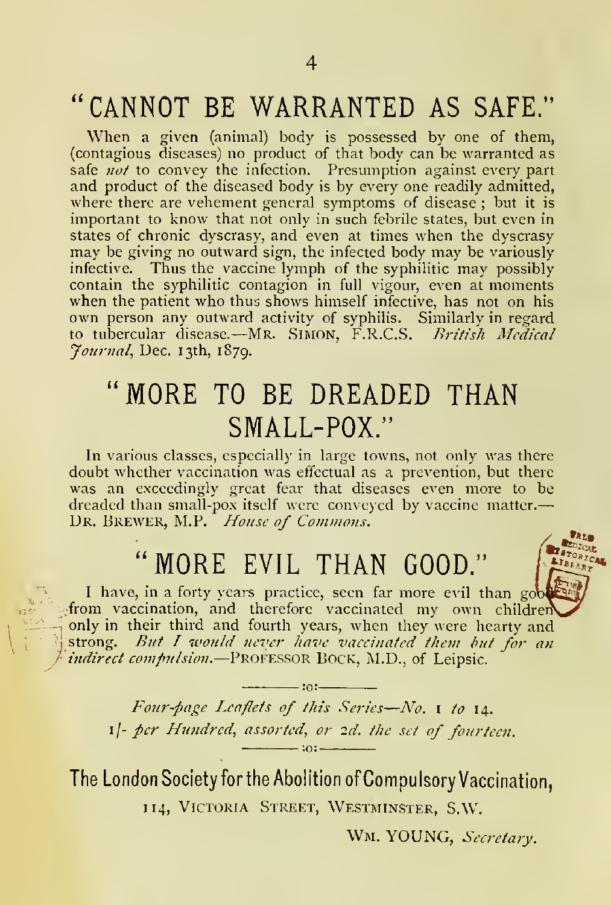## "CANNOT BE WARRANTED AS SAFE."

When a given (animal) body is possessed by one of them, (contagious diseases) no product of that body can be warranted as safe *not* to convey the infection. Presumption against every part and product of the diseased body is by every one readily admitted, where there are vehement general symptoms of disease; but it is important to know that not only in such febrile states, but even in states of chronic dyscrasy, and even at times when the dyscrasy may be giving no outward sign, the infected body may be variously infective. Thus the vaccine lymph of the syphilitic may possibly contain the syphilitic contagion in full vigour, even at moments when the patient who thus shows himself infective, has not on his own person any outward activity of syphilis. Similarly in regard to tubercular disease.—MR. SIMON, F.R.C.S. *British Medical Journal*, Dec. 13th, 1879.

## "MORE TO BE DREADED THAN SMALL-POX."

In various classes, especially in large towns, not only was there doubt whether vaccination was effectual as a prevention, but there was an exceedingly great fear that diseases even more to be dreaded than small-pox itself were conveyed by vaccine matter.—DR. BREWER, M.P. *House of Commons.*

## "MORE EVIL THAN GOOD."

I have, in a forty years practice, seen far more evil than good from vaccination, and therefore vaccinated my own children only in their third and fourth years, when they were hearty and strong. *But I would never have vaccinated them but for an indirect compulsion.*—PROFESSOR BOCK, M.D., of Leipsic.

:o:

*Four-page Leaflets of this Series—No. 1 to 14.*
*1/- per Hundred, assorted, or 2d. the set of fourteen.*

:o:

**The London Society for the Abolition of Compulsory Vaccination,**
114, VICTORIA STREET, WESTMINSTER, S.W.

WM. YOUNG, *Secretary.*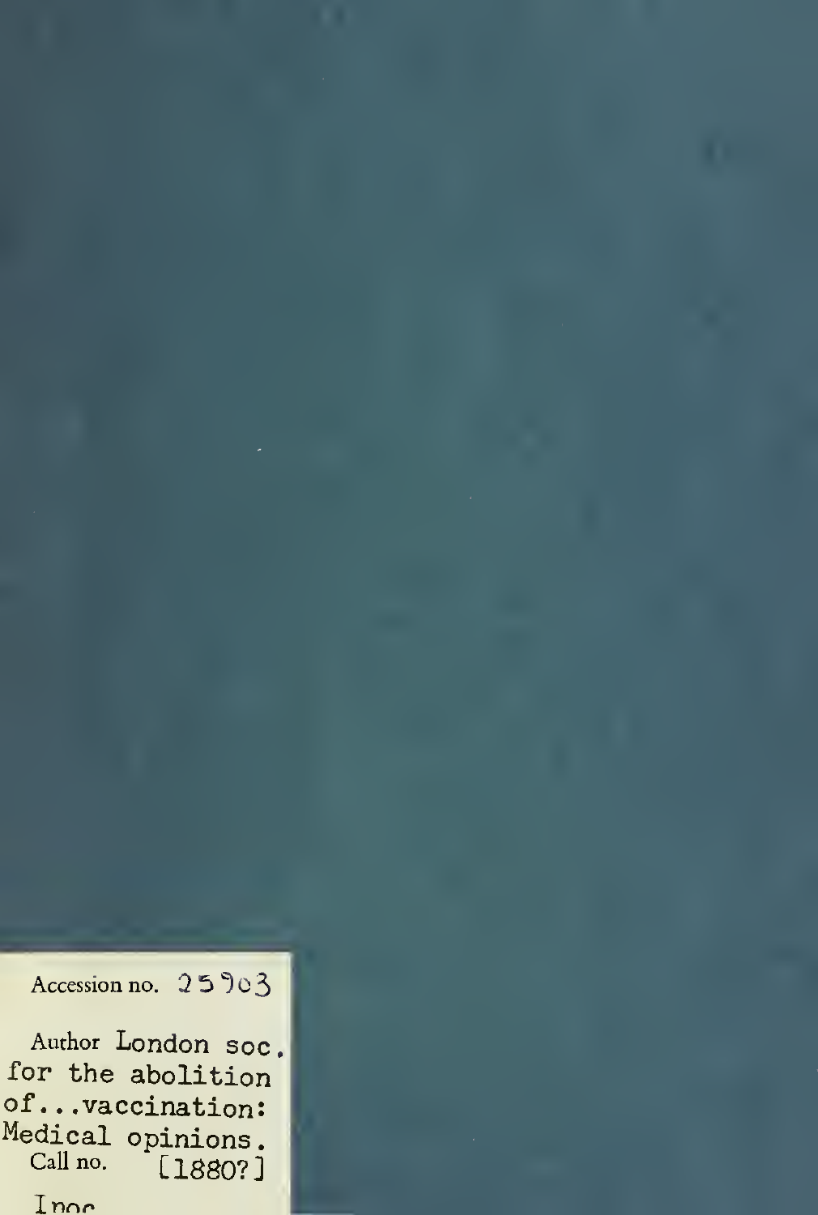Accession no. 25903

Author London soc. for the abolition of...vaccination: Medical opinions.

Call no. [1880?]

Inoc.